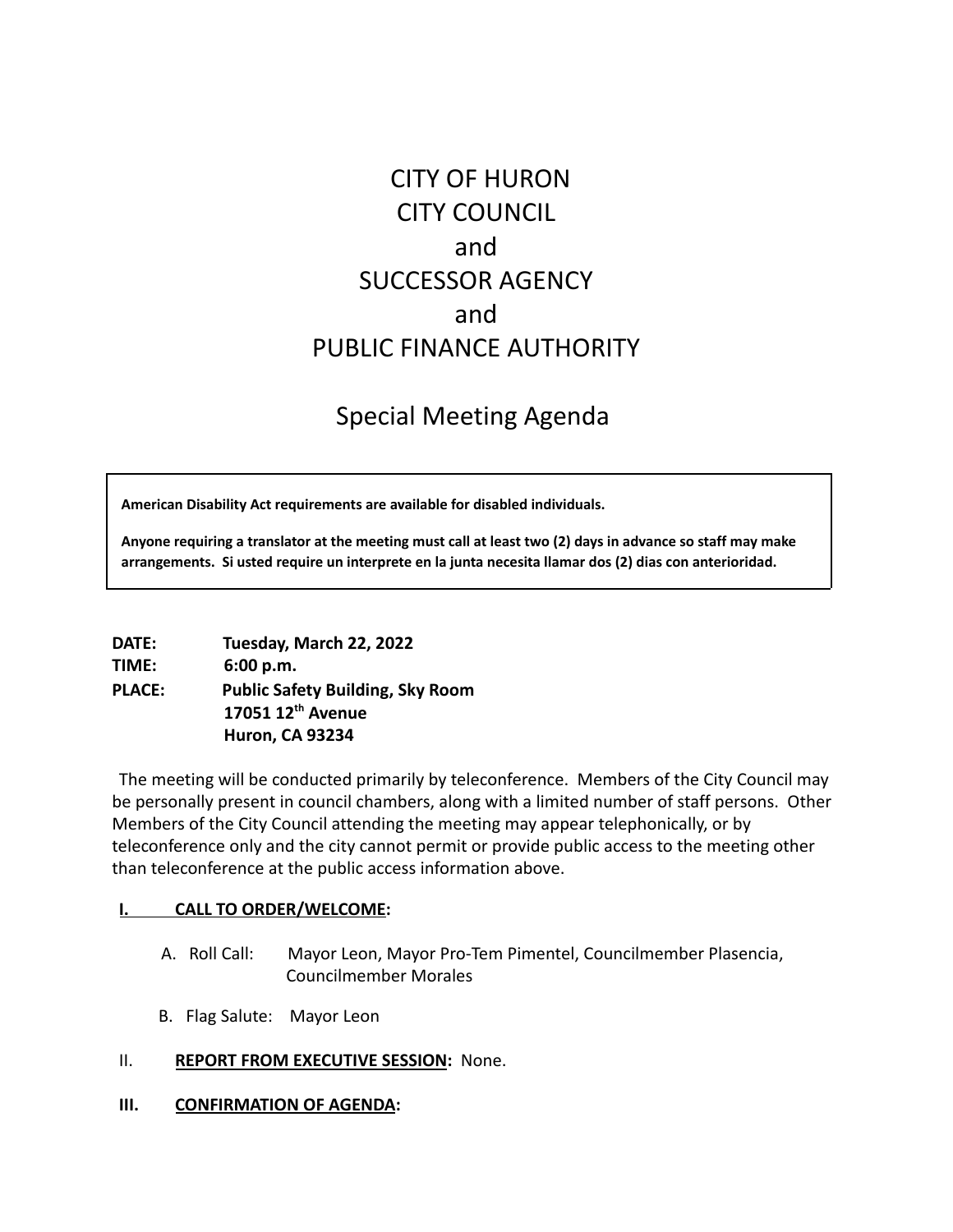# CITY OF HURON
# CITY COUNCIL
# and
# SUCCESSOR AGENCY
# and
# PUBLIC FINANCE AUTHORITY

## Special Meeting Agenda

> **American Disability Act requirements are available for disabled individuals.**
>
> **Anyone requiring a translator at the meeting must call at least two (2) days in advance so staff may make arrangements. Si usted require un interprete en la junta necesita llamar dos (2) dias con anterioridad.**

**DATE:** **Tuesday, March 22, 2022**
**TIME:** **6:00 p.m.**
**PLACE:** **Public Safety Building, Sky Room**
**17051 12th Avenue**
**Huron, CA 93234**

The meeting will be conducted primarily by teleconference. Members of the City Council may be personally present in council chambers, along with a limited number of staff persons. Other Members of the City Council attending the meeting may appear telephonically, or by teleconference only and the city cannot permit or provide public access to the meeting other than teleconference at the public access information above.

**I. CALL TO ORDER/WELCOME:**

A. Roll Call: Mayor Leon, Mayor Pro-Tem Pimentel, Councilmember Plasencia, Councilmember Morales

B. Flag Salute: Mayor Leon

II. **REPORT FROM EXECUTIVE SESSION:** None.

**III. CONFIRMATION OF AGENDA:**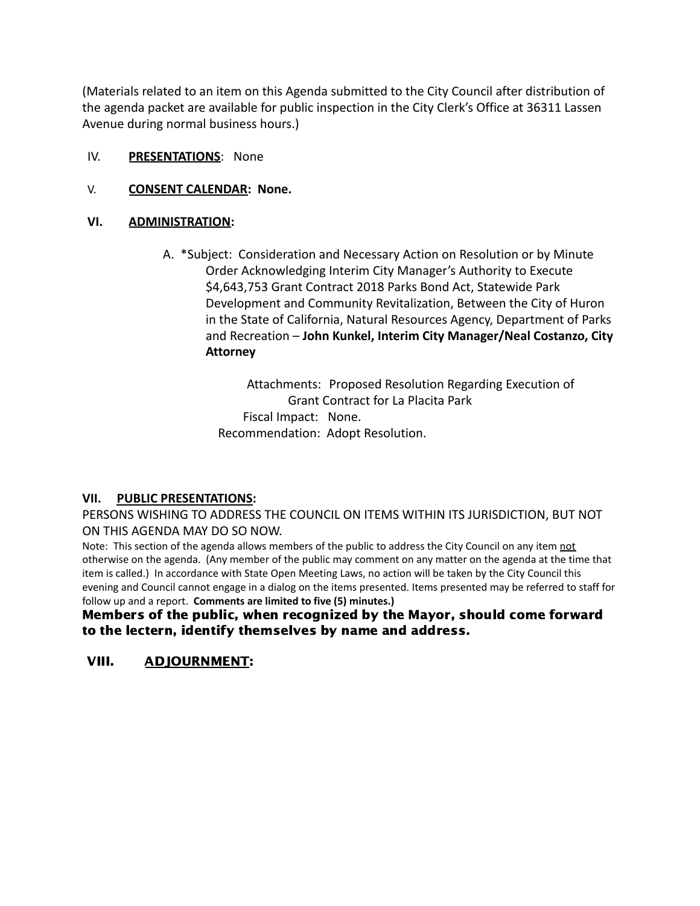(Materials related to an item on this Agenda submitted to the City Council after distribution of the agenda packet are available for public inspection in the City Clerk's Office at 36311 Lassen Avenue during normal business hours.)

IV. **PRESENTATIONS**: None

V. **CONSENT CALENDAR: None.**

**VI. ADMINISTRATION:**

A. *Subject: Consideration and Necessary Action on Resolution or by Minute Order Acknowledging Interim City Manager's Authority to Execute $4,643,753 Grant Contract 2018 Parks Bond Act, Statewide Park Development and Community Revitalization, Between the City of Huron in the State of California, Natural Resources Agency, Department of Parks and Recreation – **John Kunkel, Interim City Manager/Neal Costanzo, City Attorney**

Attachments: Proposed Resolution Regarding Execution of Grant Contract for La Placita Park
Fiscal Impact: None.
Recommendation: Adopt Resolution.

**VII. PUBLIC PRESENTATIONS:**

PERSONS WISHING TO ADDRESS THE COUNCIL ON ITEMS WITHIN ITS JURISDICTION, BUT NOT ON THIS AGENDA MAY DO SO NOW.

Note: This section of the agenda allows members of the public to address the City Council on any item not otherwise on the agenda. (Any member of the public may comment on any matter on the agenda at the time that item is called.) In accordance with State Open Meeting Laws, no action will be taken by the City Council this evening and Council cannot engage in a dialog on the items presented. Items presented may be referred to staff for follow up and a report. **Comments are limited to five (5) minutes.)**

**Members of the public, when recognized by the Mayor, should come forward to the lectern, identify themselves by name and address.**

**VIII. ADJOURNMENT:**